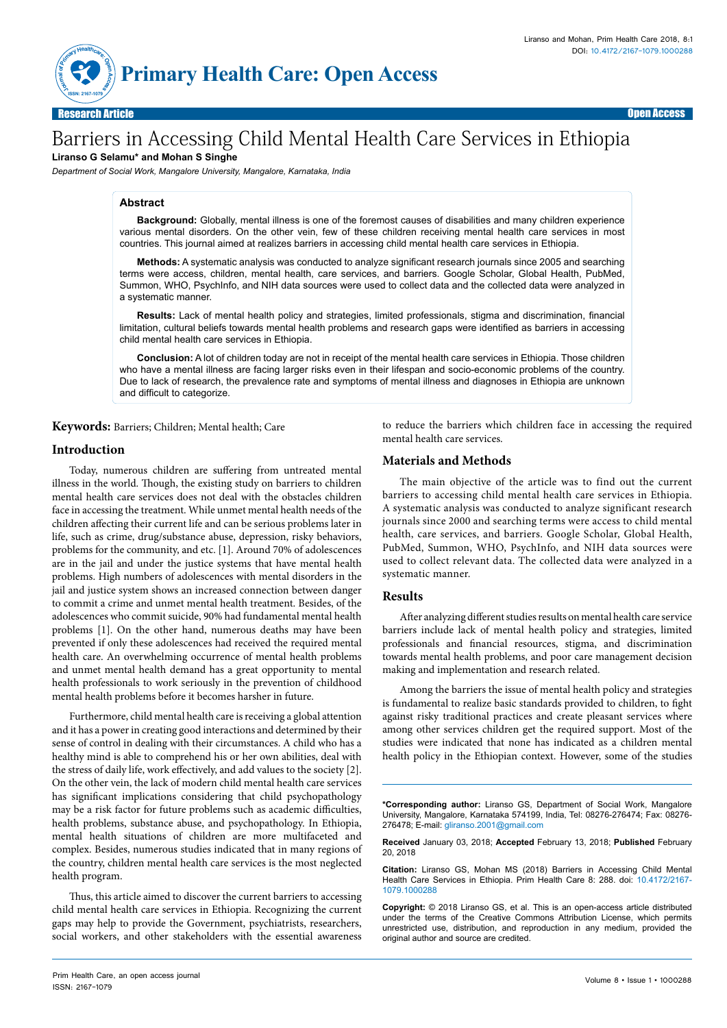Research Article | Open Access

# Barriers in Accessing Child Mental Health Care Services in Ethiopia

**Liranso G Selamu* and Mohan S Singhe**

*Department of Social Work, Mangalore University, Mangalore, Karnataka, India*

## Abstract

**Background:** Globally, mental illness is one of the foremost causes of disabilities and many children experience various mental disorders. On the other vein, few of these children receiving mental health care services in most countries. This journal aimed at realizes barriers in accessing child mental health care services in Ethiopia.

**Methods:** A systematic analysis was conducted to analyze significant research journals since 2005 and searching terms were access, children, mental health, care services, and barriers. Google Scholar, Global Health, PubMed, Summon, WHO, PsychInfo, and NIH data sources were used to collect data and the collected data were analyzed in a systematic manner.

**Results:** Lack of mental health policy and strategies, limited professionals, stigma and discrimination, financial limitation, cultural beliefs towards mental health problems and research gaps were identified as barriers in accessing child mental health care services in Ethiopia.

**Conclusion:** A lot of children today are not in receipt of the mental health care services in Ethiopia. Those children who have a mental illness are facing larger risks even in their lifespan and socio-economic problems of the country. Due to lack of research, the prevalence rate and symptoms of mental illness and diagnoses in Ethiopia are unknown and difficult to categorize.

**Keywords:** Barriers; Children; Mental health; Care

## Introduction

Today, numerous children are suffering from untreated mental illness in the world. Though, the existing study on barriers to children mental health care services does not deal with the obstacles children face in accessing the treatment. While unmet mental health needs of the children affecting their current life and can be serious problems later in life, such as crime, drug/substance abuse, depression, risky behaviors, problems for the community, and etc. [1]. Around 70% of adolescences are in the jail and under the justice systems that have mental health problems. High numbers of adolescences with mental disorders in the jail and justice system shows an increased connection between danger to commit a crime and unmet mental health treatment. Besides, of the adolescences who commit suicide, 90% had fundamental mental health problems [1]. On the other hand, numerous deaths may have been prevented if only these adolescences had received the required mental health care. An overwhelming occurrence of mental health problems and unmet mental health demand has a great opportunity to mental health professionals to work seriously in the prevention of childhood mental health problems before it becomes harsher in future.

Furthermore, child mental health care is receiving a global attention and it has a power in creating good interactions and determined by their sense of control in dealing with their circumstances. A child who has a healthy mind is able to comprehend his or her own abilities, deal with the stress of daily life, work effectively, and add values to the society [2]. On the other vein, the lack of modern child mental health care services has significant implications considering that child psychopathology may be a risk factor for future problems such as academic difficulties, health problems, substance abuse, and psychopathology. In Ethiopia, mental health situations of children are more multifaceted and complex. Besides, numerous studies indicated that in many regions of the country, children mental health care services is the most neglected health program.

Thus, this article aimed to discover the current barriers to accessing child mental health care services in Ethiopia. Recognizing the current gaps may help to provide the Government, psychiatrists, researchers, social workers, and other stakeholders with the essential awareness to reduce the barriers which children face in accessing the required mental health care services.

## Materials and Methods

The main objective of the article was to find out the current barriers to accessing child mental health care services in Ethiopia. A systematic analysis was conducted to analyze significant research journals since 2000 and searching terms were access to child mental health, care services, and barriers. Google Scholar, Global Health, PubMed, Summon, WHO, PsychInfo, and NIH data sources were used to collect relevant data. The collected data were analyzed in a systematic manner.

## Results

After analyzing different studies results on mental health care service barriers include lack of mental health policy and strategies, limited professionals and financial resources, stigma, and discrimination towards mental health problems, and poor care management decision making and implementation and research related.

Among the barriers the issue of mental health policy and strategies is fundamental to realize basic standards provided to children, to fight against risky traditional practices and create pleasant services where among other services children get the required support. Most of the studies were indicated that none has indicated as a children mental health policy in the Ethiopian context. However, some of the studies

**\*Corresponding author:** Liranso GS, Department of Social Work, Mangalore University, Mangalore, Karnataka 574199, India, Tel: 08276-276474; Fax: 08276-276478; E-mail: gliranso.2001@gmail.com

**Received** January 03, 2018; **Accepted** February 13, 2018; **Published** February 20, 2018

**Citation:** Liranso GS, Mohan MS (2018) Barriers in Accessing Child Mental Health Care Services in Ethiopia. Prim Health Care 8: 288. doi: 10.4172/2167-1079.1000288

**Copyright:** © 2018 Liranso GS, et al. This is an open-access article distributed under the terms of the Creative Commons Attribution License, which permits unrestricted use, distribution, and reproduction in any medium, provided the original author and source are credited.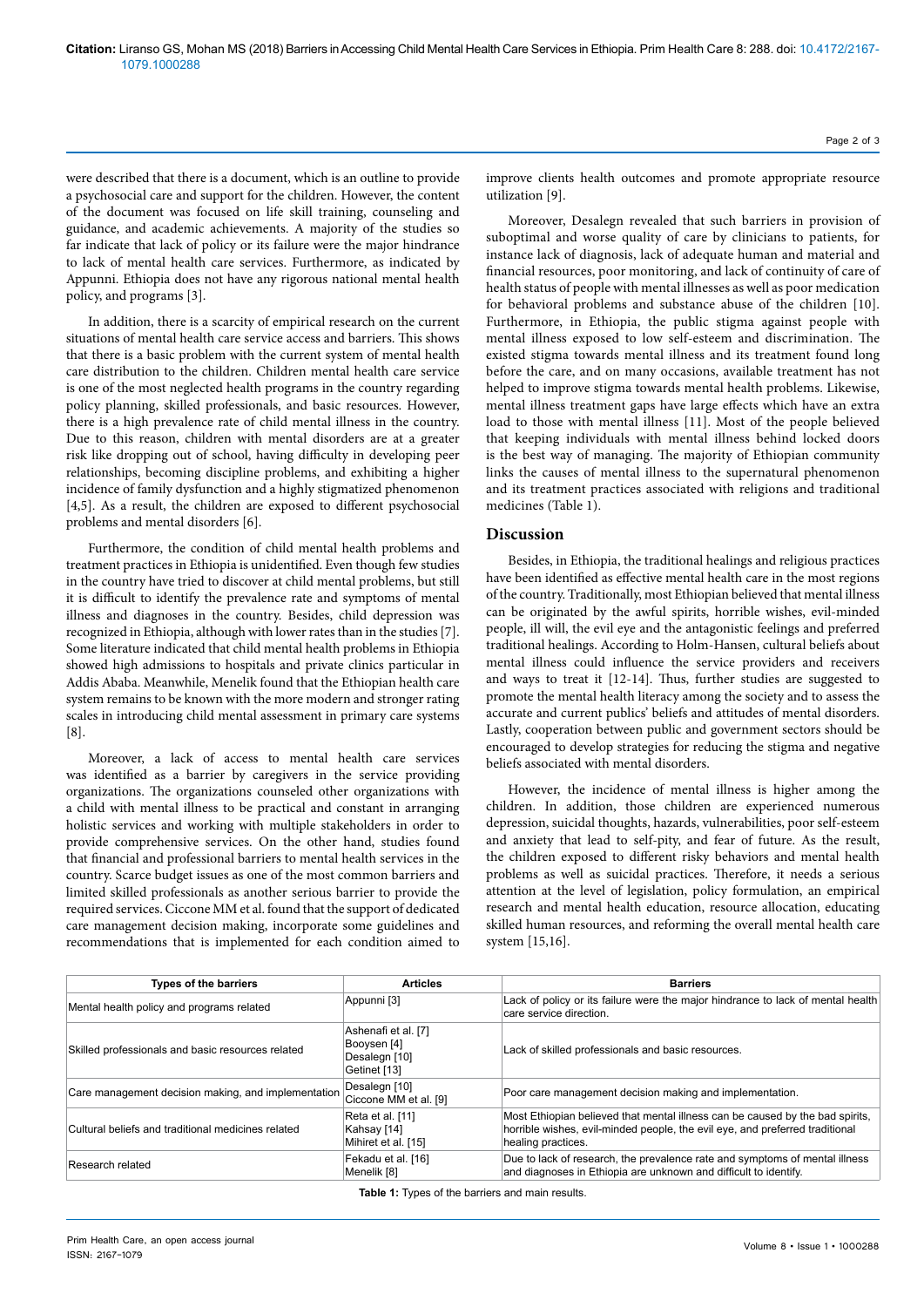were described that there is a document, which is an outline to provide a psychosocial care and support for the children. However, the content of the document was focused on life skill training, counseling and guidance, and academic achievements. A majority of the studies so far indicate that lack of policy or its failure were the major hindrance to lack of mental health care services. Furthermore, as indicated by Appunni. Ethiopia does not have any rigorous national mental health policy, and programs [3].

In addition, there is a scarcity of empirical research on the current situations of mental health care service access and barriers. This shows that there is a basic problem with the current system of mental health care distribution to the children. Children mental health care service is one of the most neglected health programs in the country regarding policy planning, skilled professionals, and basic resources. However, there is a high prevalence rate of child mental illness in the country. Due to this reason, children with mental disorders are at a greater risk like dropping out of school, having difficulty in developing peer relationships, becoming discipline problems, and exhibiting a higher incidence of family dysfunction and a highly stigmatized phenomenon [4,5]. As a result, the children are exposed to different psychosocial problems and mental disorders [6].

Furthermore, the condition of child mental health problems and treatment practices in Ethiopia is unidentified. Even though few studies in the country have tried to discover at child mental problems, but still it is difficult to identify the prevalence rate and symptoms of mental illness and diagnoses in the country. Besides, child depression was recognized in Ethiopia, although with lower rates than in the studies [7]. Some literature indicated that child mental health problems in Ethiopia showed high admissions to hospitals and private clinics particular in Addis Ababa. Meanwhile, Menelik found that the Ethiopian health care system remains to be known with the more modern and stronger rating scales in introducing child mental assessment in primary care systems [8].

Moreover, a lack of access to mental health care services was identified as a barrier by caregivers in the service providing organizations. The organizations counseled other organizations with a child with mental illness to be practical and constant in arranging holistic services and working with multiple stakeholders in order to provide comprehensive services. On the other hand, studies found that financial and professional barriers to mental health services in the country. Scarce budget issues as one of the most common barriers and limited skilled professionals as another serious barrier to provide the required services. Ciccone MM et al. found that the support of dedicated care management decision making, incorporate some guidelines and recommendations that is implemented for each condition aimed to improve clients health outcomes and promote appropriate resource utilization [9].

Moreover, Desalegn revealed that such barriers in provision of suboptimal and worse quality of care by clinicians to patients, for instance lack of diagnosis, lack of adequate human and material and financial resources, poor monitoring, and lack of continuity of care of health status of people with mental illnesses as well as poor medication for behavioral problems and substance abuse of the children [10]. Furthermore, in Ethiopia, the public stigma against people with mental illness exposed to low self-esteem and discrimination. The existed stigma towards mental illness and its treatment found long before the care, and on many occasions, available treatment has not helped to improve stigma towards mental health problems. Likewise, mental illness treatment gaps have large effects which have an extra load to those with mental illness [11]. Most of the people believed that keeping individuals with mental illness behind locked doors is the best way of managing. The majority of Ethiopian community links the causes of mental illness to the supernatural phenomenon and its treatment practices associated with religions and traditional medicines (Table 1).

## Discussion

Besides, in Ethiopia, the traditional healings and religious practices have been identified as effective mental health care in the most regions of the country. Traditionally, most Ethiopian believed that mental illness can be originated by the awful spirits, horrible wishes, evil-minded people, ill will, the evil eye and the antagonistic feelings and preferred traditional healings. According to Holm-Hansen, cultural beliefs about mental illness could influence the service providers and receivers and ways to treat it [12-14]. Thus, further studies are suggested to promote the mental health literacy among the society and to assess the accurate and current publics' beliefs and attitudes of mental disorders. Lastly, cooperation between public and government sectors should be encouraged to develop strategies for reducing the stigma and negative beliefs associated with mental disorders.

However, the incidence of mental illness is higher among the children. In addition, those children are experienced numerous depression, suicidal thoughts, hazards, vulnerabilities, poor self-esteem and anxiety that lead to self-pity, and fear of future. As the result, the children exposed to different risky behaviors and mental health problems as well as suicidal practices. Therefore, it needs a serious attention at the level of legislation, policy formulation, an empirical research and mental health education, resource allocation, educating skilled human resources, and reforming the overall mental health care system [15,16].

| Types of the barriers | Articles | Barriers |
|---|---|---|
| Mental health policy and programs related | Appunni [3] | Lack of policy or its failure were the major hindrance to lack of mental health care service direction. |
| Skilled professionals and basic resources related | Ashenafi et al. [7]<br>Booysen [4]<br>Desalegn [10]<br>Getinet [13] | Lack of skilled professionals and basic resources. |
| Care management decision making, and implementation | Desalegn [10]<br>Ciccone MM et al. [9] | Poor care management decision making and implementation. |
| Cultural beliefs and traditional medicines related | Reta et al. [11]<br>Kahsay [14]<br>Mihiret et al. [15] | Most Ethiopian believed that mental illness can be caused by the bad spirits, horrible wishes, evil-minded people, the evil eye, and preferred traditional healing practices. |
| Research related | Fekadu et al. [16]<br>Menelik [8] | Due to lack of research, the prevalence rate and symptoms of mental illness and diagnoses in Ethiopia are unknown and difficult to identify. |

**Table 1:** Types of the barriers and main results.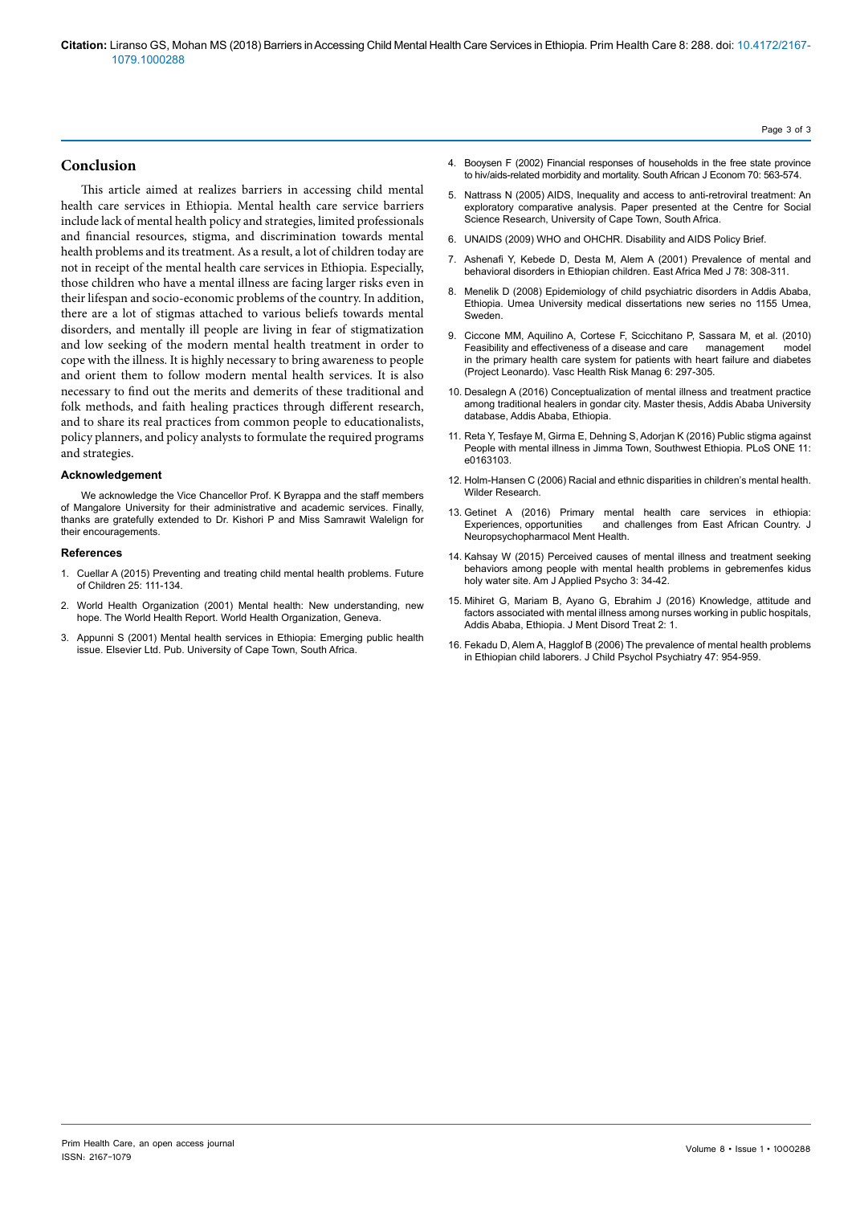## Conclusion

This article aimed at realizes barriers in accessing child mental health care services in Ethiopia. Mental health care service barriers include lack of mental health policy and strategies, limited professionals and financial resources, stigma, and discrimination towards mental health problems and its treatment. As a result, a lot of children today are not in receipt of the mental health care services in Ethiopia. Especially, those children who have a mental illness are facing larger risks even in their lifespan and socio-economic problems of the country. In addition, there are a lot of stigmas attached to various beliefs towards mental disorders, and mentally ill people are living in fear of stigmatization and low seeking of the modern mental health treatment in order to cope with the illness. It is highly necessary to bring awareness to people and orient them to follow modern mental health services. It is also necessary to find out the merits and demerits of these traditional and folk methods, and faith healing practices through different research, and to share its real practices from common people to educationalists, policy planners, and policy analysts to formulate the required programs and strategies.

### Acknowledgement

We acknowledge the Vice Chancellor Prof. K Byrappa and the staff members of Mangalore University for their administrative and academic services. Finally, thanks are gratefully extended to Dr. Kishori P and Miss Samrawit Walelign for their encouragements.

### References

1. Cuellar A (2015) Preventing and treating child mental health problems. Future of Children 25: 111-134.
2. World Health Organization (2001) Mental health: New understanding, new hope. The World Health Report. World Health Organization, Geneva.
3. Appunni S (2001) Mental health services in Ethiopia: Emerging public health issue. Elsevier Ltd. Pub. University of Cape Town, South Africa.
4. Booysen F (2002) Financial responses of households in the free state province to hiv/aids-related morbidity and mortality. South African J Econom 70: 563-574.
5. Nattrass N (2005) AIDS, Inequality and access to anti-retroviral treatment: An exploratory comparative analysis. Paper presented at the Centre for Social Science Research, University of Cape Town, South Africa.
6. UNAIDS (2009) WHO and OHCHR. Disability and AIDS Policy Brief.
7. Ashenafi Y, Kebede D, Desta M, Alem A (2001) Prevalence of mental and behavioral disorders in Ethiopian children. East Africa Med J 78: 308-311.
8. Menelik D (2008) Epidemiology of child psychiatric disorders in Addis Ababa, Ethiopia. Umea University medical dissertations new series no 1155 Umea, Sweden.
9. Ciccone MM, Aquilino A, Cortese F, Scicchitano P, Sassara M, et al. (2010) Feasibility and effectiveness of a disease and care management model in the primary health care system for patients with heart failure and diabetes (Project Leonardo). Vasc Health Risk Manag 6: 297-305.
10. Desalegn A (2016) Conceptualization of mental illness and treatment practice among traditional healers in gondar city. Master thesis, Addis Ababa University database, Addis Ababa, Ethiopia.
11. Reta Y, Tesfaye M, Girma E, Dehning S, Adorjan K (2016) Public stigma against People with mental illness in Jimma Town, Southwest Ethiopia. PLoS ONE 11: e0163103.
12. Holm-Hansen C (2006) Racial and ethnic disparities in children's mental health. Wilder Research.
13. Getinet A (2016) Primary mental health care services in ethiopia: Experiences, opportunities and challenges from East African Country. J Neuropsychopharmacol Ment Health.
14. Kahsay W (2015) Perceived causes of mental illness and treatment seeking behaviors among people with mental health problems in gebremenfes kidus holy water site. Am J Applied Psycho 3: 34-42.
15. Mihiret G, Mariam B, Ayano G, Ebrahim J (2016) Knowledge, attitude and factors associated with mental illness among nurses working in public hospitals, Addis Ababa, Ethiopia. J Ment Disord Treat 2: 1.
16. Fekadu D, Alem A, Hagglof B (2006) The prevalence of mental health problems in Ethiopian child laborers. J Child Psychol Psychiatry 47: 954-959.